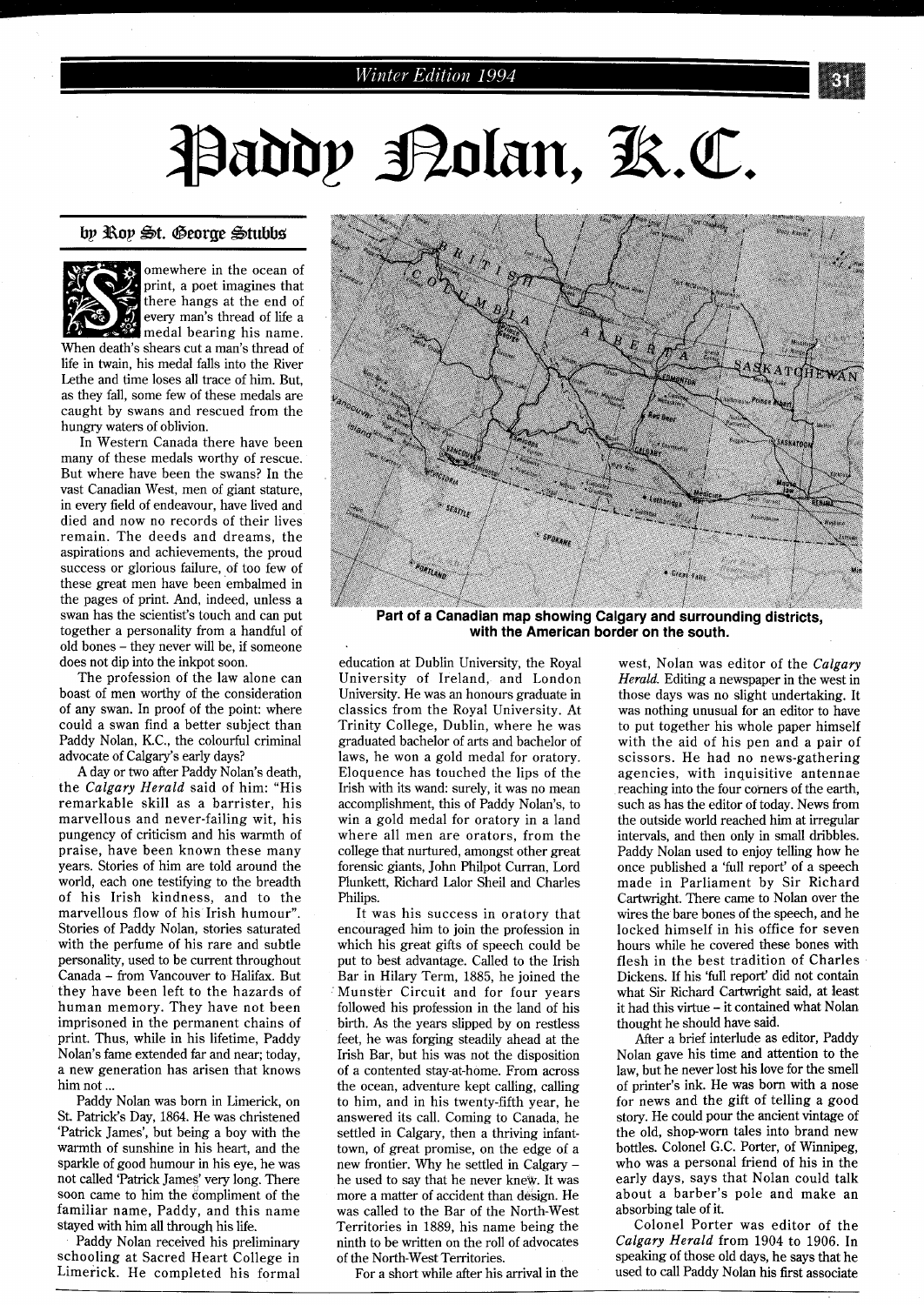# Paddy Nolan, K.C.

by Roy St. George Stubbs

Somewhere in the ocean of print, a poet imagines that there hangs at the end of every man's thread of life a medal bearing his name. When death's shears cut a man's thread of life in twain, his medal falls into the River Lethe and time loses all trace of him. But, as they fall, some few of these medals are caught by swans and rescued from the hungry waters of oblivion.

In Western Canada there have been many of these medals worthy of rescue. But where have been the swans? In the vast Canadian West, men of giant stature, in every field of endeavour, have lived and died and now no records of their lives remain. The deeds and dreams, the aspirations and achievements, the proud success or glorious failure, of too few of these great men have been embalmed in the pages of print. And, indeed, unless a swan has the scientist's touch and can put together a personality from a handful of old bones – they never will be, if someone does not dip into the inkpot soon.

The profession of the law alone can boast of men worthy of the consideration of any swan. In proof of the point: where could a swan find a better subject than Paddy Nolan, K.C., the colourful criminal advocate of Calgary's early days?

A day or two after Paddy Nolan's death, the *Calgary Herald* said of him: "His remarkable skill as a barrister, his marvellous and never-failing wit, his pungency of criticism and his warmth of praise, have been known these many years. Stories of him are told around the world, each one testifying to the breadth of his Irish kindness, and to the marvellous flow of his Irish humour". Stories of Paddy Nolan, stories saturated with the perfume of his rare and subtle personality, used to be current throughout Canada – from Vancouver to Halifax. But they have been left to the hazards of human memory. They have not been imprisoned in the permanent chains of print. Thus, while in his lifetime, Paddy Nolan's fame extended far and near; today, a new generation has arisen that knows him not ...

Paddy Nolan was born in Limerick, on St. Patrick's Day, 1864. He was christened 'Patrick James', but being a boy with the warmth of sunshine in his heart, and the sparkle of good humour in his eye, he was not called 'Patrick James' very long. There soon came to him the compliment of the familiar name, Paddy, and this name stayed with him all through his life.

Paddy Nolan received his preliminary schooling at Sacred Heart College in Limerick. He completed his formal education at Dublin University, the Royal University of Ireland, and London University. He was an honours graduate in classics from the Royal University. At Trinity College, Dublin, where he was graduated bachelor of arts and bachelor of laws, he won a gold medal for oratory. Eloquence has touched the lips of the Irish with its wand: surely, it was no mean accomplishment, this of Paddy Nolan's, to win a gold medal for oratory in a land where all men are orators, from the college that nurtured, amongst other great forensic giants, John Philpot Curran, Lord Plunkett, Richard Lalor Sheil and Charles Philips.

It was his success in oratory that encouraged him to join the profession in which his great gifts of speech could be put to best advantage. Called to the Irish Bar in Hilary Term, 1885, he joined the Munster Circuit and for four years followed his profession in the land of his birth. As the years slipped by on restless feet, he was forging steadily ahead at the Irish Bar, but his was not the disposition of a contented stay-at-home. From across the ocean, adventure kept calling, calling to him, and in his twenty-fifth year, he answered its call. Coming to Canada, he settled in Calgary, then a thriving infant-town, of great promise, on the edge of a new frontier. Why he settled in Calgary – he used to say that he never knew. It was more a matter of accident than design. He was called to the Bar of the North-West Territories in 1889, his name being the ninth to be written on the roll of advocates of the North-West Territories.

For a short while after his arrival in the west, Nolan was editor of the *Calgary Herald*. Editing a newspaper in the west in those days was no slight undertaking. It was nothing unusual for an editor to have to put together his whole paper himself with the aid of his pen and a pair of scissors. He had no news-gathering agencies, with inquisitive antennae reaching into the four corners of the earth, such as has the editor of today. News from the outside world reached him at irregular intervals, and then only in small dribbles. Paddy Nolan used to enjoy telling how he once published a 'full report' of a speech made in Parliament by Sir Richard Cartwright. There came to Nolan over the wires the bare bones of the speech, and he locked himself in his office for seven hours while he covered these bones with flesh in the best tradition of Charles Dickens. If his 'full report' did not contain what Sir Richard Cartwright said, at least it had this virtue – it contained what Nolan thought he should have said.

After a brief interlude as editor, Paddy Nolan gave his time and attention to the law, but he never lost his love for the smell of printer's ink. He was born with a nose for news and the gift of telling a good story. He could pour the ancient vintage of the old, shop-worn tales into brand new bottles. Colonel G.C. Porter, of Winnipeg, who was a personal friend of his in the early days, says that Nolan could talk about a barber's pole and make an absorbing tale of it.

Colonel Porter was editor of the *Calgary Herald* from 1904 to 1906. In speaking of those old days, he says that he used to call Paddy Nolan his first associate

**Part of a Canadian map showing Calgary and surrounding districts, with the American border on the south.**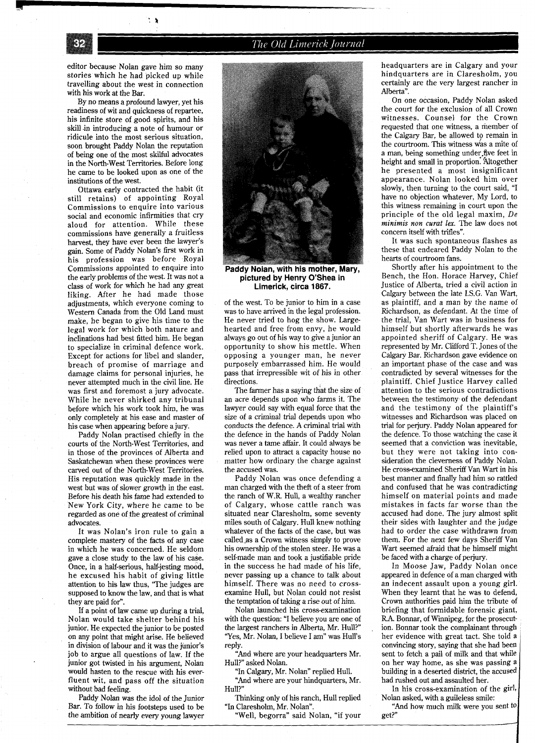editor because Nolan gave him so many stories which he had picked up while travelling about the west in connection with his work at the Bar.

By no means a profound lawyer, yet his readiness of wit and quickness of repartee, his infinite store of good spirits, and his skill in introducing a note of humour or ridicule into the most serious situation, soon brought Paddy Nolan the reputation of being one of the most skilful advocates in the North-West Territories. Before long he came to be looked upon as one of the institutions of the west.

Ottawa early contracted the habit (it still retains) of appointing Royal Commissions to enquire into various social and economic infirmities that cry aloud for attention. While these commissions have generally a fruitless harvest, they have ever been the lawyer's gain. Some of Paddy Nolan's first work in his profession was before Royal Commissions appointed to enquire into the early problems of the west. It was not a class of work for which he had any great liking. After he had made those adjustments, which everyone coming to Western Canada from the Old Land must make, he began to give his time to the legal work for which both nature and inclinations had best fitted him. He began to specialize in criminal defence work. Except for actions for libel and slander, breach of promise of marriage and damage claims for personal injuries, he never attempted much in the civil line. He was first and foremost a jury advocate. While he never shirked any tribunal before which his work took him, he was only completely at his ease and master of his case when appearing before a jury.

Paddy Nolan practised chiefly in the courts of the North-West Territories, and in those of the provinces of Alberta and Saskatchewan when these provinces were carved out of the North-West Territories. His reputation was quickly made in the west but was of slower growth in the east. Before his death his fame had extended to New York City, where he came to be regarded as one of the greatest of criminal advocates.

It was Nolan's iron rule to gain a complete mastery of the facts of any case in which he was concerned. He seldom gave a close study to the law of his case. Once, in a half-serious, half-jesting mood, he excused his habit of giving little attention to his law thus, "The judges are supposed to know the law, and that is what they are paid for".

If a point of law came up during a trial, Nolan would take shelter behind his junior. He expected the junior to be posted on any point that might arise. He believed in division of labour and it was the junior's job to argue all questions of law. If the junior got twisted in his argument, Nolan would hasten to the rescue with his ever-fluent wit, and pass off the situation without bad feeling.

Paddy Nolan was the idol of the Junior Bar. To follow in his footsteps used to be the ambition of nearly every young lawyer of the west. To be junior to him in a case was to have arrived in the legal profession. He never tried to hog the show. Large-hearted and free from envy, he would always go out of his way to give a junior an opportunity to show his mettle. When opposing a younger man, he never purposely embarrassed him. He would pass that irrepressible wit of his in other directions.

**Paddy Nolan, with his mother, Mary, pictured by Henry O'Shea in Limerick, circa 1867.**

The farmer has a saying that the size of an acre depends upon who farms it. The lawyer could say with equal force that the size of a criminal trial depends upon who conducts the defence. A criminal trial with the defence in the hands of Paddy Nolan was never a tame affair. It could always be relied upon to attract a capacity house no matter how ordinary the charge against the accused was.

Paddy Nolan was once defending a man charged with the theft of a steer from the ranch of W.R. Hull, a wealthy rancher of Calgary, whose cattle ranch was situated near Claresholm, some seventy miles south of Calgary. Hull knew nothing whatever of the facts of the case, but was called as a Crown witness simply to prove his ownership of the stolen steer. He was a self-made man and took a justifiable pride in the success he had made of his life, never passing up a chance to talk about himself. There was no need to cross-examine Hull, but Nolan could not resist the temptation of taking a rise out of him.

Nolan launched his cross-examination with the question: "I believe you are one of the largest ranchers in Alberta, Mr. Hull?" "Yes, Mr. Nolan, I believe I am" was Hull's reply.

"And where are your headquarters Mr. Hull?" asked Nolan.

"In Calgary, Mr. Nolan" replied Hull.

"And where are your hindquarters, Mr. Hull?"

Thinking only of his ranch, Hull replied "In Claresholm, Mr. Nolan".

"Well, begorra" said Nolan, "if your headquarters are in Calgary and your hindquarters are in Claresholm, you certainly are the very largest rancher in Alberta".

On one occasion, Paddy Nolan asked the court for the exclusion of all Crown witnesses. Counsel for the Crown requested that one witness, a member of the Calgary Bar, be allowed to remain in the courtroom. This witness was a mite of a man, being something under five feet in height and small in proportion. Altogether he presented a most insignificant appearance. Nolan looked him over slowly, then turning to the court said, "I have no objection whatever, My Lord, to this witness remaining in court upon the principle of the old legal maxim, *De minimis non curat lex.* The law does not concern itself with trifles".

It was such spontaneous flashes as these that endeared Paddy Nolan to the hearts of courtroom fans.

Shortly after his appointment to the Bench, the Hon. Horace Harvey, Chief Justice of Alberta, tried a civil action in Calgary between the late I.S.G. Van Wart, as plaintiff, and a man by the name of Richardson, as defendant. At the time of the trial, Van Wart was in business for himself but shortly afterwards he was appointed sheriff of Calgary. He was represented by Mr. Clifford T. Jones of the Calgary Bar. Richardson gave evidence on an important phase of the case and was contradicted by several witnesses for the plaintiff. Chief Justice Harvey called attention to the serious contradictions between the testimony of the defendant and the testimony of the plaintiff's witnesses and Richardson was placed on trial for perjury. Paddy Nolan appeared for the defence. To those watching the case it seemed that a conviction was inevitable, but they were not taking into consideration the cleverness of Paddy Nolan. He cross-examined Sheriff Van Wart in his best manner and finally had him so rattled and confused that he was contradicting himself on material points and made mistakes in facts far worse than the accused had done. The jury almost split their sides with laughter and the judge had to order the case withdrawn from them. For the next few days Sheriff Van Wart seemed afraid that he himself might be faced with a charge of perjury.

In Moose Jaw, Paddy Nolan once appeared in defence of a man charged with an indecent assault upon a young girl. When they learnt that he was to defend, Crown authorities paid him the tribute of briefing that formidable forensic giant, R.A. Bonnar, of Winnipeg, for the prosecution. Bonnar took the complainant through her evidence with great tact. She told a convincing story, saying that she had been sent to fetch a pail of milk and that while on her way home, as she was passing a building in a deserted district, the accused had rushed out and assaulted her.

In his cross-examination of the girl, Nolan asked, with a guileless smile:

"And how much milk were you sent to get?"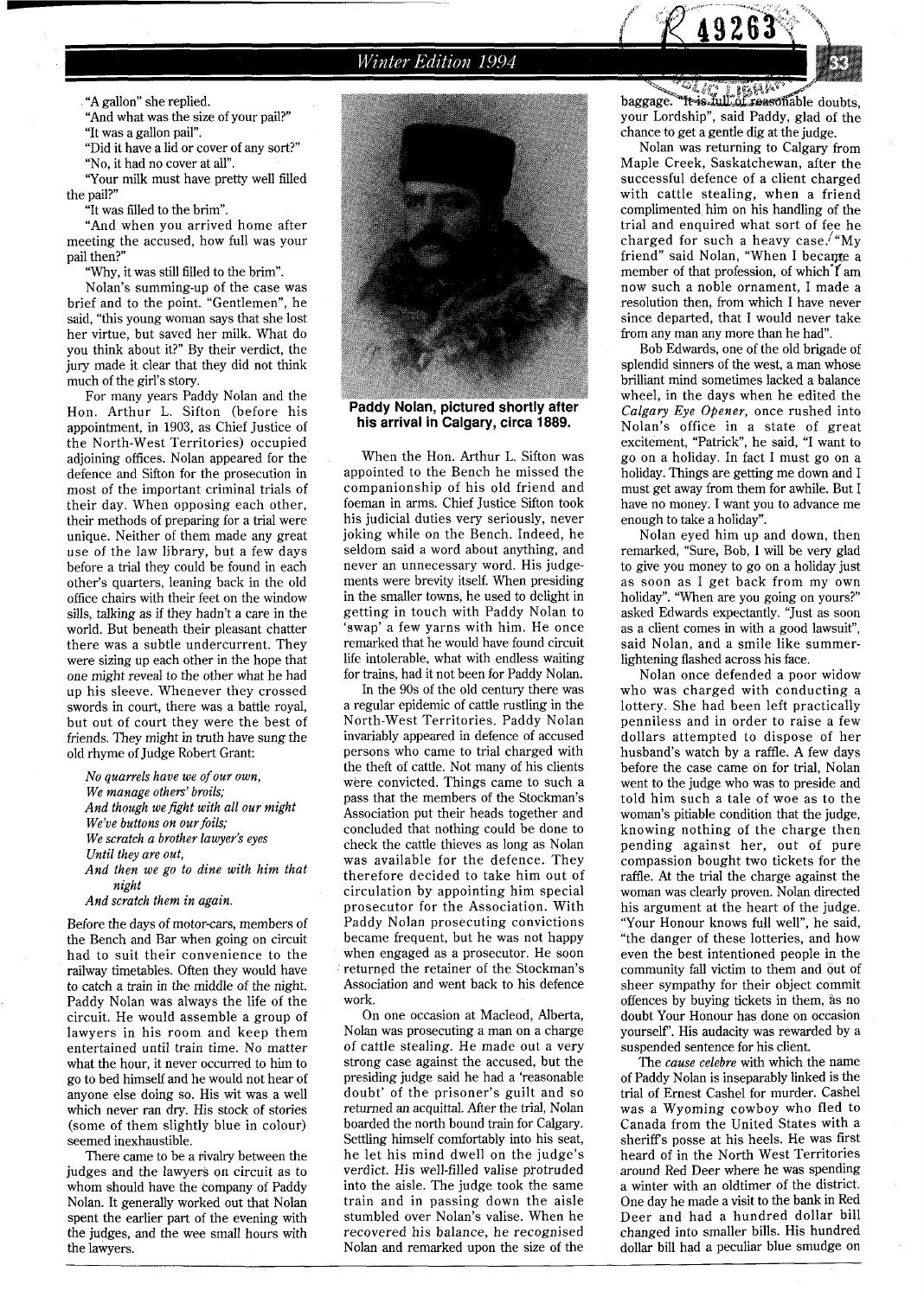"A gallon" she replied.

"And what was the size of your pail?"

"It was a gallon pail".

"Did it have a lid or cover of any sort?"

"No, it had no cover at all".

"Your milk must have pretty well filled the pail?"

"It was filled to the brim".

"And when you arrived home after meeting the accused, how full was your pail then?"

"Why, it was still filled to the brim".

Nolan's summing-up of the case was brief and to the point. "Gentlemen", he said, "this young woman says that she lost her virtue, but saved her milk. What do you think about it?" By their verdict, the jury made it clear that they did not think much of the girl's story.

For many years Paddy Nolan and the Hon. Arthur L. Sifton (before his appointment, in 1903, as Chief Justice of the North-West Territories) occupied adjoining offices. Nolan appeared for the defence and Sifton for the prosecution in most of the important criminal trials of their day. When opposing each other, their methods of preparing for a trial were unique. Neither of them made any great use of the law library, but a few days before a trial they could be found in each other's quarters, leaning back in the old office chairs with their feet on the window sills, talking as if they hadn't a care in the world. But beneath their pleasant chatter there was a subtle undercurrent. They were sizing up each other in the hope that one might reveal to the other what he had up his sleeve. Whenever they crossed swords in court, there was a battle royal, but out of court they were the best of friends. They might in truth have sung the old rhyme of Judge Robert Grant:

*No quarrels have we of our own,*
*We manage others' broils;*
*And though we fight with all our might*
*We've buttons on our foils;*
*We scratch a brother lawyer's eyes*
*Until they are out,*
*And then we go to dine with him that night*
*And scratch them in again.*

Before the days of motor-cars, members of the Bench and Bar when going on circuit had to suit their convenience to the railway timetables. Often they would have to catch a train in the middle of the night. Paddy Nolan was always the life of the circuit. He would assemble a group of lawyers in his room and keep them entertained until train time. No matter what the hour, it never occurred to him to go to bed himself and he would not hear of anyone else doing so. His wit was a well which never ran dry. His stock of stories (some of them slightly blue in colour) seemed inexhaustible.

There came to be a rivalry between the judges and the lawyers on circuit as to whom should have the company of Paddy Nolan. It generally worked out that Nolan spent the earlier part of the evening with the judges, and the wee small hours with the lawyers.

**Paddy Nolan, pictured shortly after his arrival in Calgary, circa 1889.**

When the Hon. Arthur L. Sifton was appointed to the Bench he missed the companionship of his old friend and foeman in arms. Chief Justice Sifton took his judicial duties very seriously, never joking while on the Bench. Indeed, he seldom said a word about anything, and never an unnecessary word. His judgements were brevity itself. When presiding in the smaller towns, he used to delight in getting in touch with Paddy Nolan to 'swap' a few yarns with him. He once remarked that he would have found circuit life intolerable, what with endless waiting for trains, had it not been for Paddy Nolan.

In the 90s of the old century there was a regular epidemic of cattle rustling in the North-West Territories. Paddy Nolan invariably appeared in defence of accused persons who came to trial charged with the theft of cattle. Not many of his clients were convicted. Things came to such a pass that the members of the Stockman's Association put their heads together and concluded that nothing could be done to check the cattle thieves as long as Nolan was available for the defence. They therefore decided to take him out of circulation by appointing him special prosecutor for the Association. With Paddy Nolan prosecuting convictions became frequent, but he was not happy when engaged as a prosecutor. He soon returned the retainer of the Stockman's Association and went back to his defence work.

On one occasion at Macleod, Alberta, Nolan was prosecuting a man on a charge of cattle stealing. He made out a very strong case against the accused, but the presiding judge said he had a 'reasonable doubt' of the prisoner's guilt and so returned an acquittal. After the trial, Nolan boarded the north bound train for Calgary. Settling himself comfortably into his seat, he let his mind dwell on the judge's verdict. His well-filled valise protruded into the aisle. The judge took the same train and in passing down the aisle stumbled over Nolan's valise. When he recovered his balance, he recognised Nolan and remarked upon the size of the baggage. "It is full of reasonable doubts, your Lordship", said Paddy, glad of the chance to get a gentle dig at the judge.

Nolan was returning to Calgary from Maple Creek, Saskatchewan, after the successful defence of a client charged with cattle stealing, when a friend complimented him on his handling of the trial and enquired what sort of fee he charged for such a heavy case. "My friend" said Nolan, "When I became a member of that profession, of which I am now such a noble ornament, I made a resolution then, from which I have never since departed, that I would never take from any man any more than he had".

Bob Edwards, one of the old brigade of splendid sinners of the west, a man whose brilliant mind sometimes lacked a balance wheel, in the days when he edited the *Calgary Eye Opener*, once rushed into Nolan's office in a state of great excitement. "Patrick", he said, "I want to go on a holiday. In fact I must go on a holiday. Things are getting me down and I must get away from them for awhile. But I have no money. I want you to advance me enough to take a holiday".

Nolan eyed him up and down, then remarked, "Sure, Bob, I will be very glad to give you money to go on a holiday just as soon as I get back from my own holiday". "When are you going on yours?" asked Edwards expectantly. "Just as soon as a client comes in with a good lawsuit", said Nolan, and a smile like summer-lightening flashed across his face.

Nolan once defended a poor widow who was charged with conducting a lottery. She had been left practically penniless and in order to raise a few dollars attempted to dispose of her husband's watch by a raffle. A few days before the case came on for trial, Nolan went to the judge who was to preside and told him such a tale of woe as to the woman's pitiable condition that the judge, knowing nothing of the charge then pending against her, out of pure compassion bought two tickets for the raffle. At the trial the charge against the woman was clearly proven. Nolan directed his argument at the heart of the judge. "Your Honour knows full well", he said, "the danger of these lotteries, and how even the best intentioned people in the community fall victim to them and out of sheer sympathy for their object commit offences by buying tickets in them, as no doubt Your Honour has done on occasion yourself". His audacity was rewarded by a suspended sentence for his client.

The *cause celebre* with which the name of Paddy Nolan is inseparably linked is the trial of Ernest Cashel for murder. Cashel was a Wyoming cowboy who fled to Canada from the United States with a sheriff's posse at his heels. He was first heard of in the North West Territories around Red Deer where he was spending a winter with an oldtimer of the district. One day he made a visit to the bank in Red Deer and had a hundred dollar bill changed into smaller bills. His hundred dollar bill had a peculiar blue smudge on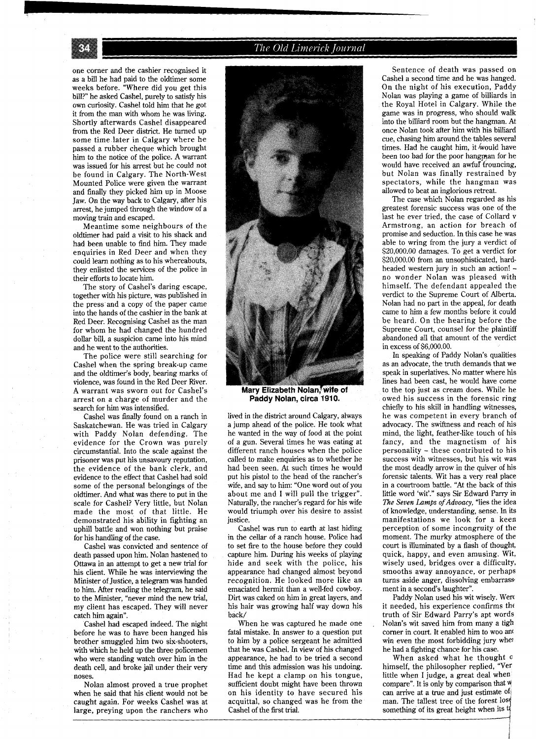one corner and the cashier recognised it as a bill he had paid to the oldtimer some weeks before. "Where did you get this bill?" he asked Cashel, purely to satisfy his own curiosity. Cashel told him that he got it from the man with whom he was living. Shortly afterwards Cashel disappeared from the Red Deer district. He turned up some time later in Calgary where he passed a rubber cheque which brought him to the notice of the police. A warrant was issued for his arrest but he could not be found in Calgary. The North-West Mounted Police were given the warrant and finally they picked him up in Moose Jaw. On the way back to Calgary, after his arrest, he jumped through the window of a moving train and escaped.

Meantime some neighbours of the oldtimer had paid a visit to his shack and had been unable to find him. They made enquiries in Red Deer and when they could learn nothing as to his whereabouts, they enlisted the services of the police in their efforts to locate him.

The story of Cashel's daring escape, together with his picture, was published in the press and a copy of the paper came into the hands of the cashier in the bank at Red Deer. Recognising Cashel as the man for whom he had changed the hundred dollar bill, a suspicion came into his mind and he went to the authorities.

The police were still searching for Cashel when the spring break-up came and the oldtimer's body, bearing marks of violence, was found in the Red Deer River. A warrant was sworn out for Cashel's arrest on a charge of murder and the search for him was intensified.

Cashel was finally found on a ranch in Saskatchewan. He was tried in Calgary with Paddy Nolan defending. The evidence for the Crown was purely circumstantial. Into the scale against the prisoner was put his unsavoury reputation, the evidence of the bank clerk, and evidence to the effect that Cashel had sold some of the personal belongings of the oldtimer. And what was there to put in the scale for Cashel? Very little, but Nolan made the most of that little. He demonstrated his ability in fighting an uphill battle and won nothing but praise for his handling of the case.

Cashel was convicted and sentence of death passed upon him. Nolan hastened to Ottawa in an attempt to get a new trial for his client. While he was interviewing the Minister of Justice, a telegram was handed to him. After reading the telegram, he said to the Minister, "never mind the new trial, my client has escaped. They will never catch him again".

Cashel had escaped indeed. The night before he was to have been hanged his brother smuggled him two six-shooters, with which he held up the three policemen who were standing watch over him in the death cell, and broke jail under their very noses.

Nolan almost proved a true prophet when he said that his client would not be caught again. For weeks Cashel was at large, preying upon the ranchers who lived in the district around Calgary, always a jump ahead of the police. He took what he wanted in the way of food at the point of a gun. Several times he was eating at different ranch houses when the police called to make enquiries as to whether he had been seen. At such times he would put his pistol to the head of the rancher's wife, and say to him: "One word out of you about me and I will pull the trigger". Naturally, the rancher's regard for his wife would triumph over his desire to assist justice.

Cashel was run to earth at last hiding in the cellar of a ranch house. Police had to set fire to the house before they could capture him. During his weeks of playing hide and seek with the police, his appearance had changed almost beyond recognition. He looked more like an emaciated hermit than a well-fed cowboy. Dirt was caked on him in great layers, and his hair was growing half way down his back/

When he was captured he made one fatal mistake. In answer to a question put to him by a police sergeant he admitted that he was Cashel. In view of his changed appearance, he had to be tried a second time and this admission was his undoing. Had he kept a clamp on his tongue, sufficient doubt might have been thrown on his identity to have secured his acquittal, so changed was he from the Cashel of the first trial.

**Mary Elizabeth Nolan, wife of Paddy Nolan, circa 1910.**

Sentence of death was passed on Cashel a second time and he was hanged. On the night of his execution, Paddy Nolan was playing a game of billiards in the Royal Hotel in Calgary. While the game was in progress, who should walk into the billiard room but the hangman. At once Nolan took after him with his billiard cue, chasing him around the tables several times. Had he caught him, it would have been too bad for the poor hangman for he would have received an awful trouncing, but Nolan was finally restrained by spectators, while the hangman was allowed to beat an inglorious retreat.

The case which Nolan regarded as his greatest forensic success was one of the last he ever tried, the case of Collard v Armstrong, an action for breach of promise and seduction. In this case he was able to wring from the jury a verdict of $20,000.00 damages. To get a verdict for $20,000.00 from an unsophisticated, hard-headed western jury in such an action! – no wonder Nolan was pleased with himself. The defendant appealed the verdict to the Supreme Court of Alberta. Nolan had no part in the appeal, for death came to him a few months before it could be heard. On the hearing before the Supreme Court, counsel for the plaintiff abandoned all that amount of the verdict in excess of $6,000.00.

In speaking of Paddy Nolan's qualities as an advocate, the truth demands that we speak in superlatives. No matter where his lines had been cast, he would have come to the top just as cream does. While he owed his success in the forensic ring chiefly to his skill in handling witnesses, he was competent in every branch of advocacy. The swiftness and reach of his mind, the light, feather-like touch of his fancy, and the magnetism of his personality – these contributed to his success with witnesses, but his wit was the most deadly arrow in the quiver of his forensic talents. Wit has a very real place in a courtroom battle. "At the back of this little word 'wit'." says Sir Edward Parry in *The Seven Lamps of Advoacy*, "lies the idea of knowledge, understanding, sense. In its manifestations we look for a keen perception of some incongruity of the moment. The murky atmosphere of the court is illuminated by a flash of thought, quick, happy, and even amusing. Wit, wisely used, bridges over a difficulty, smooths away annoyance, or perhaps turns aside anger, dissolving embarrassment in a second's laughter".

Paddy Nolan used his wit wisely. Were it needed, his experience confirms the truth of Sir Edward Parry's apt words Nolan's wit saved him from many a tigh corner in court. It enabled him to woo and win even the most forbidding jury whe he had a fighting chance for his case.

When asked what he thought o himself, the philosopher replied, "Ver little when I judge, a great deal when compare". It is only by comparison that w can arrive at a true and just estimate of man. The tallest tree of the forest los something of its great height when its t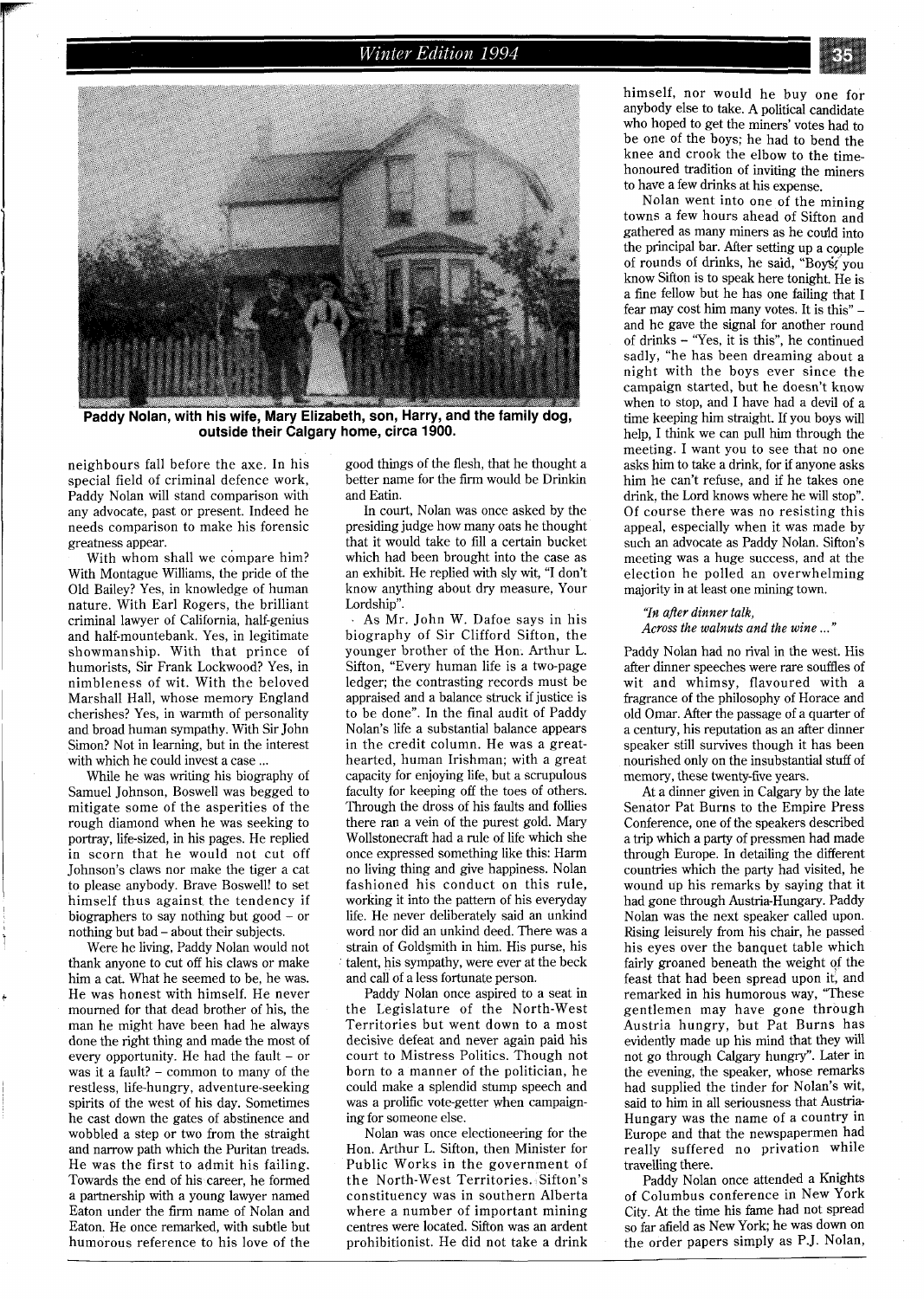Paddy Nolan, with his wife, Mary Elizabeth, son, Harry, and the family dog, outside their Calgary home, circa 1900.

neighbours fall before the axe. In his special field of criminal defence work, Paddy Nolan will stand comparison with any advocate, past or present. Indeed he needs comparison to make his forensic greatness appear.

With whom shall we compare him? With Montague Williams, the pride of the Old Bailey? Yes, in knowledge of human nature. With Earl Rogers, the brilliant criminal lawyer of California, half-genius and half-mountebank. Yes, in legitimate showmanship. With that prince of humorists, Sir Frank Lockwood? Yes, in nimbleness of wit. With the beloved Marshall Hall, whose memory England cherishes? Yes, in warmth of personality and broad human sympathy. With Sir John Simon? Not in learning, but in the interest with which he could invest a case ...

While he was writing his biography of Samuel Johnson, Boswell was begged to mitigate some of the asperities of the rough diamond when he was seeking to portray, life-sized, in his pages. He replied in scorn that he would not cut off Johnson's claws nor make the tiger a cat to please anybody. Brave Boswell! to set himself thus against the tendency if biographers to say nothing but good – or nothing but bad – about their subjects.

Were he living, Paddy Nolan would not thank anyone to cut off his claws or make him a cat. What he seemed to be, he was. He was honest with himself. He never mourned for that dead brother of his, the man he might have been had he always done the right thing and made the most of every opportunity. He had the fault – or was it a fault? – common to many of the restless, life-hungry, adventure-seeking spirits of the west of his day. Sometimes he cast down the gates of abstinence and wobbled a step or two from the straight and narrow path which the Puritan treads. He was the first to admit his failing. Towards the end of his career, he formed a partnership with a young lawyer named Eaton under the firm name of Nolan and Eaton. He once remarked, with subtle but humorous reference to his love of the good things of the flesh, that he thought a better name for the firm would be Drinkin and Eatin.

In court, Nolan was once asked by the presiding judge how many oats he thought that it would take to fill a certain bucket which had been brought into the case as an exhibit. He replied with sly wit, "I don't know anything about dry measure, Your Lordship".

As Mr. John W. Dafoe says in his biography of Sir Clifford Sifton, the younger brother of the Hon. Arthur L. Sifton, "Every human life is a two-page ledger; the contrasting records must be appraised and a balance struck if justice is to be done". In the final audit of Paddy Nolan's life a substantial balance appears in the credit column. He was a great-hearted, human Irishman; with a great capacity for enjoying life, but a scrupulous faculty for keeping off the toes of others. Through the dross of his faults and follies there ran a vein of the purest gold. Mary Wollstonecraft had a rule of life which she once expressed something like this: Harm no living thing and give happiness. Nolan fashioned his conduct on this rule, working it into the pattern of his everyday life. He never deliberately said an unkind word nor did an unkind deed. There was a strain of Goldsmith in him. His purse, his talent, his sympathy, were ever at the beck and call of a less fortunate person.

Paddy Nolan once aspired to a seat in the Legislature of the North-West Territories but went down to a most decisive defeat and never again paid his court to Mistress Politics. Though not born to a manner of the politician, he could make a splendid stump speech and was a prolific vote-getter when campaigning for someone else.

Nolan was once electioneering for the Hon. Arthur L. Sifton, then Minister for Public Works in the government of the North-West Territories. Sifton's constituency was in southern Alberta where a number of important mining centres were located. Sifton was an ardent prohibitionist. He did not take a drink himself, nor would he buy one for anybody else to take. A political candidate who hoped to get the miners' votes had to be one of the boys; he had to bend the knee and crook the elbow to the time-honoured tradition of inviting the miners to have a few drinks at his expense.

Nolan went into one of the mining towns a few hours ahead of Sifton and gathered as many miners as he could into the principal bar. After setting up a couple of rounds of drinks, he said, "Boys, you know Sifton is to speak here tonight. He is a fine fellow but he has one failing that I fear may cost him many votes. It is this" – and he gave the signal for another round of drinks – "Yes, it is this", he continued sadly, "he has been dreaming about a night with the boys ever since the campaign started, but he doesn't know when to stop, and I have had a devil of a time keeping him straight. If you boys will help, I think we can pull him through the meeting. I want you to see that no one asks him to take a drink, for if anyone asks him he can't refuse, and if he takes one drink, the Lord knows where he will stop". Of course there was no resisting this appeal, especially when it was made by such an advocate as Paddy Nolan. Sifton's meeting was a huge success, and at the election he polled an overwhelming majority in at least one mining town.

*"In after dinner talk,*
*Across the walnuts and the wine ..."*

Paddy Nolan had no rival in the west. His after dinner speeches were rare souffles of wit and whimsy, flavoured with a fragrance of the philosophy of Horace and old Omar. After the passage of a quarter of a century, his reputation as an after dinner speaker still survives though it has been nourished only on the insubstantial stuff of memory, these twenty-five years.

At a dinner given in Calgary by the late Senator Pat Burns to the Empire Press Conference, one of the speakers described a trip which a party of pressmen had made through Europe. In detailing the different countries which the party had visited, he wound up his remarks by saying that it had gone through Austria-Hungary. Paddy Nolan was the next speaker called upon. Rising leisurely from his chair, he passed his eyes over the banquet table which fairly groaned beneath the weight of the feast that had been spread upon it, and remarked in his humorous way, "These gentlemen may have gone through Austria hungary, but Pat Burns has evidently made up his mind that they will not go through Calgary hungry". Later in the evening, the speaker, whose remarks had supplied the tinder for Nolan's wit, said to him in all seriousness that Austria-Hungary was the name of a country in Europe and that the newspapermen had really suffered no privation while travelling there.

Paddy Nolan once attended a Knights of Columbus conference in New York City. At the time his fame had not spread so far afield as New York; he was down on the order papers simply as P.J. Nolan,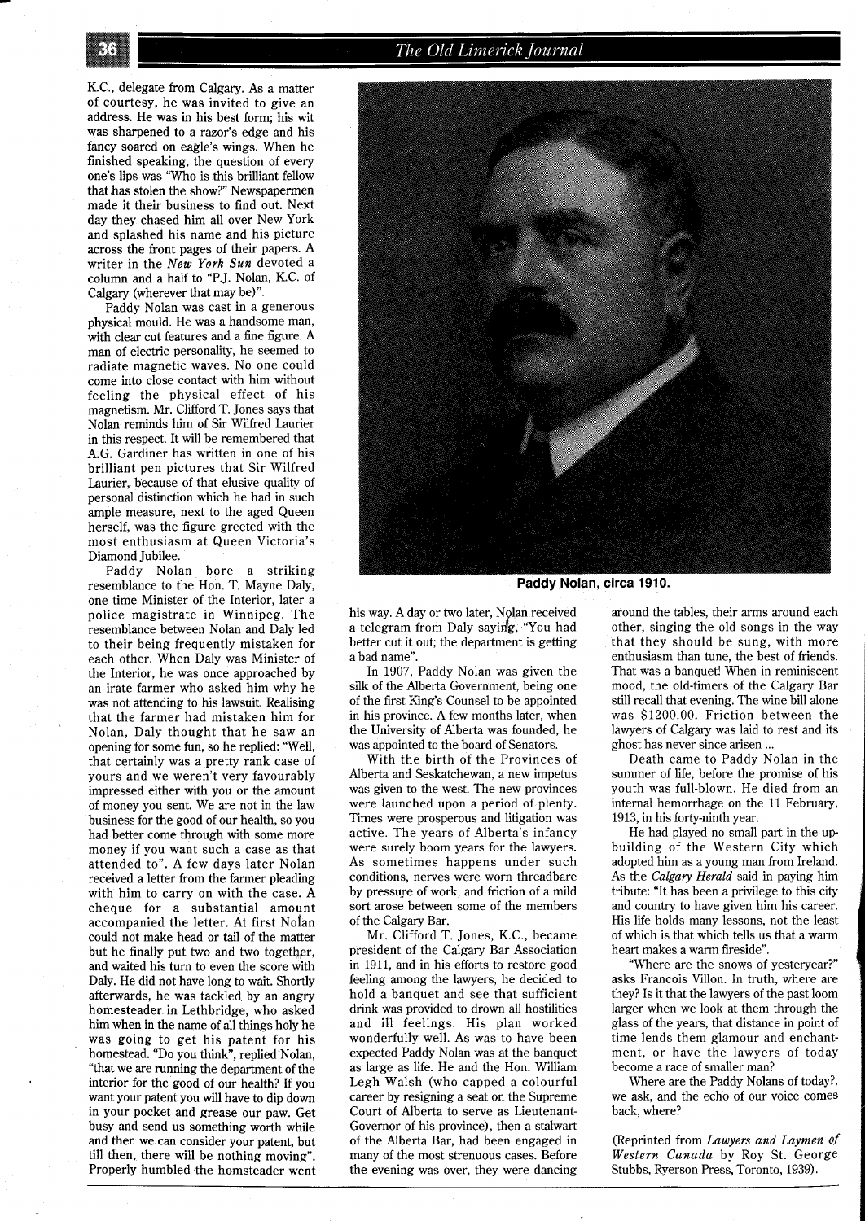K.C., delegate from Calgary. As a matter of courtesy, he was invited to give an address. He was in his best form; his wit was sharpened to a razor's edge and his fancy soared on eagle's wings. When he finished speaking, the question of every one's lips was "Who is this brilliant fellow that has stolen the show?" Newspapermen made it their business to find out. Next day they chased him all over New York and splashed his name and his picture across the front pages of their papers. A writer in the *New York Sun* devoted a column and a half to "P.J. Nolan, K.C. of Calgary (wherever that may be)".

Paddy Nolan was cast in a generous physical mould. He was a handsome man, with clear cut features and a fine figure. A man of electric personality, he seemed to radiate magnetic waves. No one could come into close contact with him without feeling the physical effect of his magnetism. Mr. Clifford T. Jones says that Nolan reminds him of Sir Wilfred Laurier in this respect. It will be remembered that A.G. Gardiner has written in one of his brilliant pen pictures that Sir Wilfred Laurier, because of that elusive quality of personal distinction which he had in such ample measure, next to the aged Queen herself, was the figure greeted with the most enthusiasm at Queen Victoria's Diamond Jubilee.

Paddy Nolan bore a striking resemblance to the Hon. T. Mayne Daly, one time Minister of the Interior, later a police magistrate in Winnipeg. The resemblance between Nolan and Daly led to their being frequently mistaken for each other. When Daly was Minister of the Interior, he was once approached by an irate farmer who asked him why he was not attending to his lawsuit. Realising that the farmer had mistaken him for Nolan, Daly thought that he saw an opening for some fun, so he replied: "Well, that certainly was a pretty rank case of yours and we weren't very favourably impressed either with you or the amount of money you sent. We are not in the law business for the good of our health, so you had better come through with some more money if you want such a case as that attended to". A few days later Nolan received a letter from the farmer pleading with him to carry on with the case. A cheque for a substantial amount accompanied the letter. At first Nolan could not make head or tail of the matter but he finally put two and two together, and waited his turn to even the score with Daly. He did not have long to wait. Shortly afterwards, he was tackled by an angry homesteader in Lethbridge, who asked him when in the name of all things holy he was going to get his patent for his homestead. "Do you think", replied Nolan, "that we are running the department of the interior for the good of our health? If you want your patent you will have to dip down in your pocket and grease our paw. Get busy and send us something worth while and then we can consider your patent, but till then, there will be nothing moving". Properly humbled the homsteader went his way. A day or two later, Nolan received a telegram from Daly saying, "You had better cut it out; the department is getting a bad name".

Paddy Nolan, circa 1910.

In 1907, Paddy Nolan was given the silk of the Alberta Government, being one of the first King's Counsel to be appointed in his province. A few months later, when the University of Alberta was founded, he was appointed to the board of Senators.

With the birth of the Provinces of Alberta and Seskatchewan, a new impetus was given to the west. The new provinces were launched upon a period of plenty. Times were prosperous and litigation was active. The years of Alberta's infancy were surely boom years for the lawyers. As sometimes happens under such conditions, nerves were worn threadbare by pressure of work, and friction of a mild sort arose between some of the members of the Calgary Bar.

Mr. Clifford T. Jones, K.C., became president of the Calgary Bar Association in 1911, and in his efforts to restore good feeling among the lawyers, he decided to hold a banquet and see that sufficient drink was provided to drown all hostilities and ill feelings. His plan worked wonderfully well. As was to have been expected Paddy Nolan was at the banquet as large as life. He and the Hon. William Legh Walsh (who capped a colourful career by resigning a seat on the Supreme Court of Alberta to serve as Lieutenant-Governor of his province), then a stalwart of the Alberta Bar, had been engaged in many of the most strenuous cases. Before the evening was over, they were dancing around the tables, their arms around each other, singing the old songs in the way that they should be sung, with more enthusiasm than tune, the best of friends. That was a banquet! When in reminiscent mood, the old-timers of the Calgary Bar still recall that evening. The wine bill alone was \$1200.00. Friction between the lawyers of Calgary was laid to rest and its ghost has never since arisen ...

Death came to Paddy Nolan in the summer of life, before the promise of his youth was full-blown. He died from an internal hemorrhage on the 11 February, 1913, in his forty-ninth year.

He had played no small part in the upbuilding of the Western City which adopted him as a young man from Ireland. As the *Calgary Herald* said in paying him tribute: "It has been a privilege to this city and country to have given him his career. His life holds many lessons, not the least of which is that which tells us that a warm heart makes a warm fireside".

"Where are the snows of yesteryear?" asks Francois Villon. In truth, where are they? Is it that the lawyers of the past loom larger when we look at them through the glass of the years, that distance in point of time lends them glamour and enchantment, or have the lawyers of today become a race of smaller man?

Where are the Paddy Nolans of today?, we ask, and the echo of our voice comes back, where?

(Reprinted from *Lawyers and Laymen of Western Canada* by Roy St. George Stubbs, Ryerson Press, Toronto, 1939).